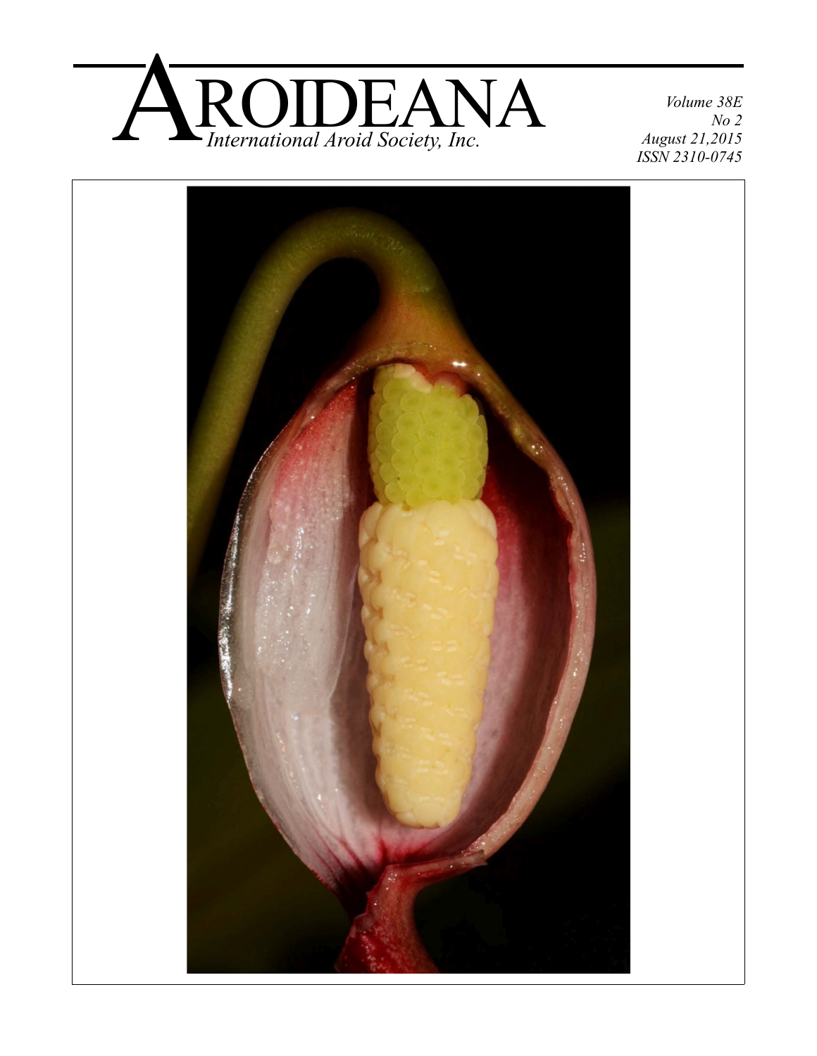# AROIDEANA

*International Aroid Society, Inc.*

*Volume 38E*
*No 2*
*August 21,2015*
*ISSN 2310-0745*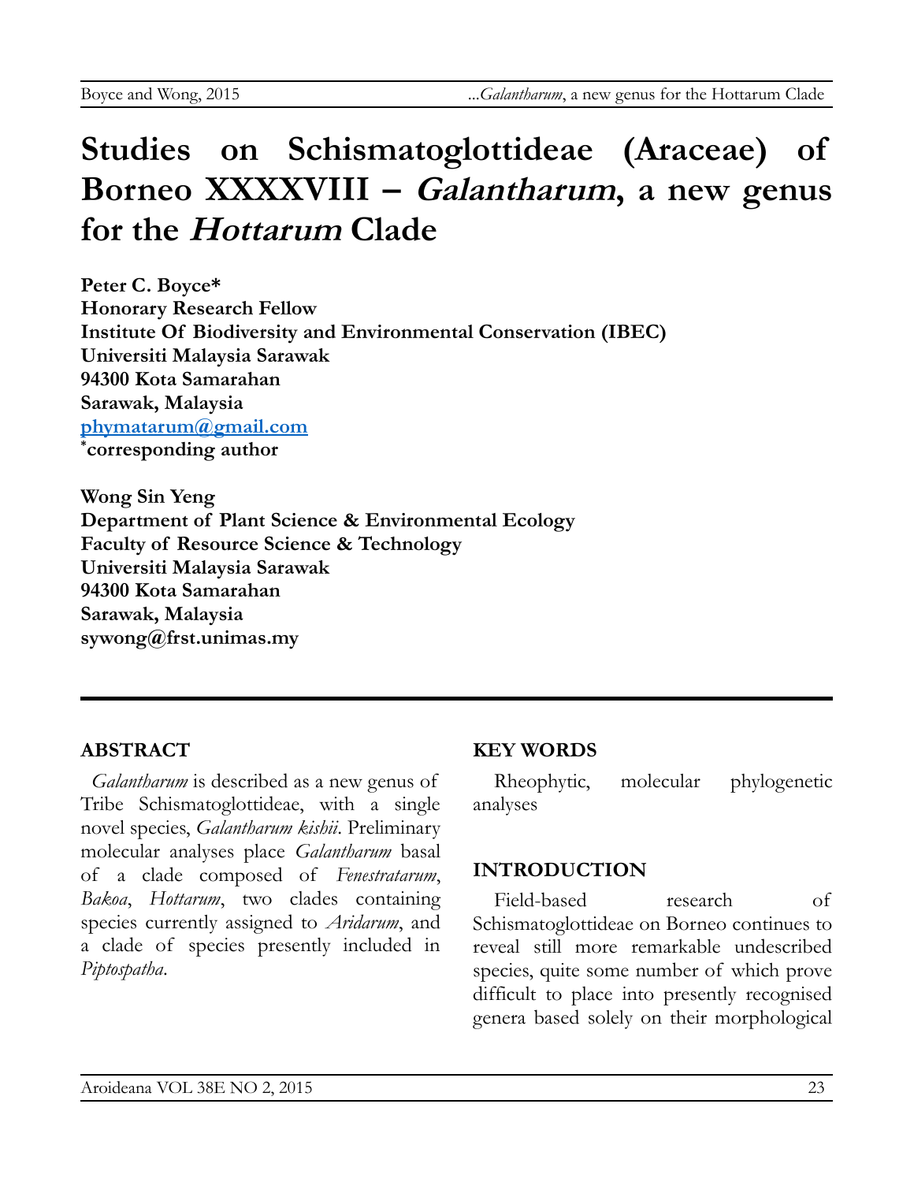# Studies on Schismatoglottideae (Araceae) of Borneo XXXXVIII – *Galantharum*, a new genus for the *Hottarum* Clade

**Peter C. Boyce***
**Honorary Research Fellow**
**Institute Of Biodiversity and Environmental Conservation (IBEC)**
**Universiti Malaysia Sarawak**
**94300 Kota Samarahan**
**Sarawak, Malaysia**
**phymatarum@gmail.com**
**\*corresponding author**

**Wong Sin Yeng**
**Department of Plant Science & Environmental Ecology**
**Faculty of Resource Science & Technology**
**Universiti Malaysia Sarawak**
**94300 Kota Samarahan**
**Sarawak, Malaysia**
**sywong@frst.unimas.my**

## ABSTRACT

*Galantharum* is described as a new genus of Tribe Schismatoglottideae, with a single novel species, *Galantharum kishii*. Preliminary molecular analyses place *Galantharum* basal of a clade composed of *Fenestratarum*, *Bakoa*, *Hottarum*, two clades containing species currently assigned to *Aridarum*, and a clade of species presently included in *Piptospatha*.

## KEY WORDS

Rheophytic, molecular phylogenetic analyses

## INTRODUCTION

Field-based research of Schismatoglottideae on Borneo continues to reveal still more remarkable undescribed species, quite some number of which prove difficult to place into presently recognised genera based solely on their morphological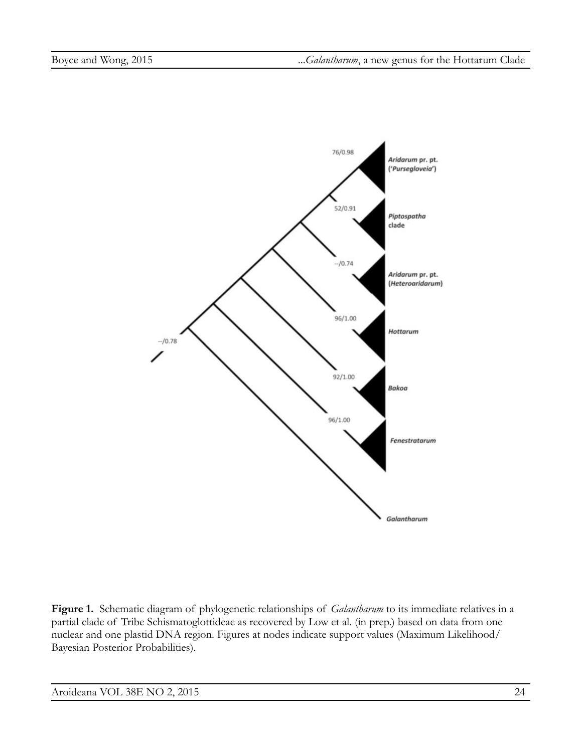**Figure 1.** Schematic diagram of phylogenetic relationships of *Galantharum* to its immediate relatives in a partial clade of Tribe Schismatoglottideae as recovered by Low et al. (in prep.) based on data from one nuclear and one plastid DNA region. Figures at nodes indicate support values (Maximum Likelihood/ Bayesian Posterior Probabilities).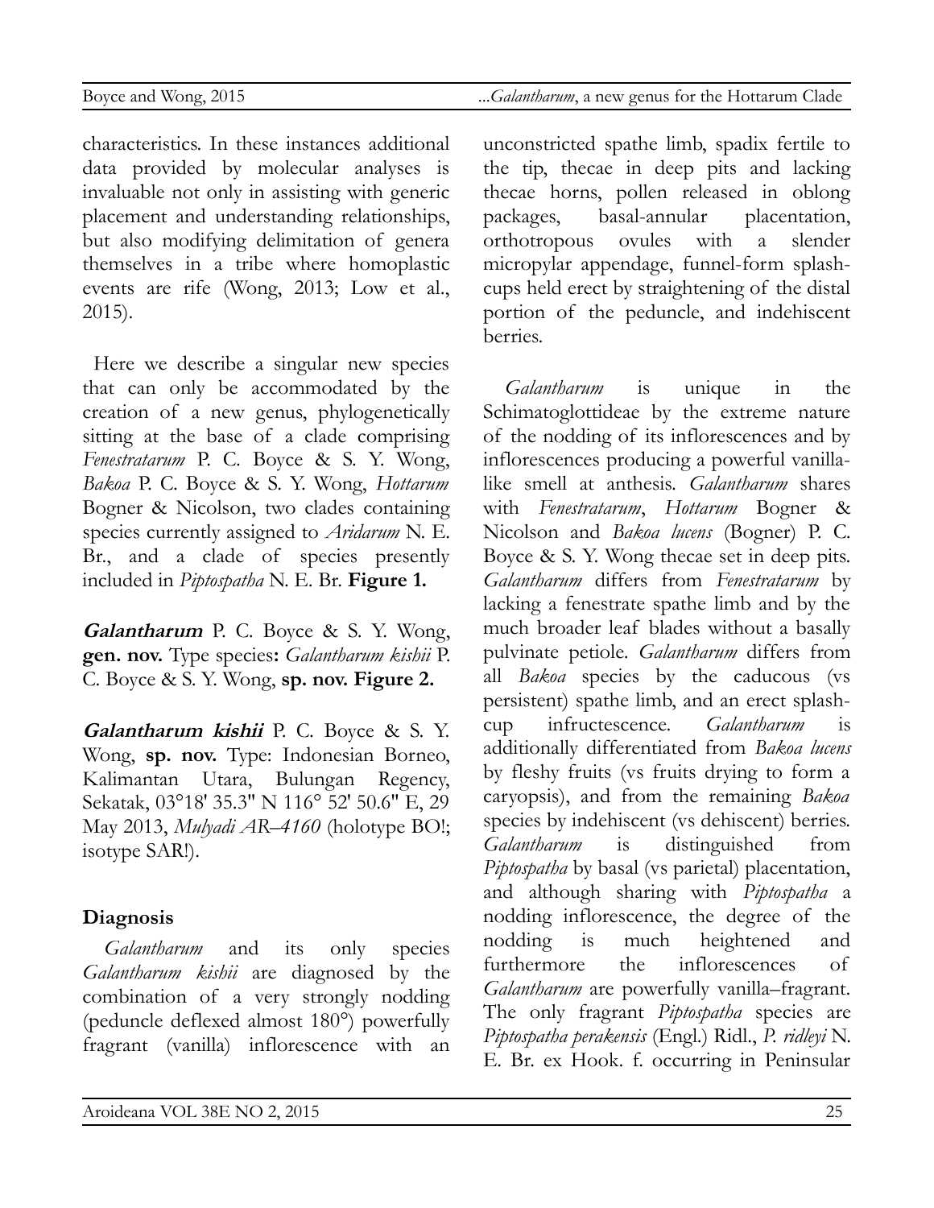characteristics. In these instances additional data provided by molecular analyses is invaluable not only in assisting with generic placement and understanding relationships, but also modifying delimitation of genera themselves in a tribe where homoplastic events are rife (Wong, 2013; Low et al., 2015).

Here we describe a singular new species that can only be accommodated by the creation of a new genus, phylogenetically sitting at the base of a clade comprising *Fenestratarum* P. C. Boyce & S. Y. Wong, *Bakoa* P. C. Boyce & S. Y. Wong, *Hottarum* Bogner & Nicolson, two clades containing species currently assigned to *Aridarum* N. E. Br., and a clade of species presently included in *Piptospatha* N. E. Br. **Figure 1.**

***Galantharum*** P. C. Boyce & S. Y. Wong, **gen. nov.** Type species**:** *Galantharum kishii* P. C. Boyce & S. Y. Wong, **sp. nov. Figure 2.**

***Galantharum kishii*** P. C. Boyce & S. Y. Wong, **sp. nov.** Type: Indonesian Borneo, Kalimantan Utara, Bulungan Regency, Sekatak, 03°18' 35.3" N 116° 52' 50.6" E, 29 May 2013, *Mulyadi AR–4160* (holotype BO!; isotype SAR!).

## Diagnosis

*Galantharum* and its only species *Galantharum kishii* are diagnosed by the combination of a very strongly nodding (peduncle deflexed almost 180°) powerfully fragrant (vanilla) inflorescence with an unconstricted spathe limb, spadix fertile to the tip, thecae in deep pits and lacking thecae horns, pollen released in oblong packages, basal-annular placentation, orthotropous ovules with a slender micropylar appendage, funnel-form splash-cups held erect by straightening of the distal portion of the peduncle, and indehiscent berries.

*Galantharum* is unique in the Schimatoglottideae by the extreme nature of the nodding of its inflorescences and by inflorescences producing a powerful vanilla-like smell at anthesis. *Galantharum* shares with *Fenestratarum*, *Hottarum* Bogner & Nicolson and *Bakoa lucens* (Bogner) P. C. Boyce & S. Y. Wong thecae set in deep pits. *Galantharum* differs from *Fenestratarum* by lacking a fenestrate spathe limb and by the much broader leaf blades without a basally pulvinate petiole. *Galantharum* differs from all *Bakoa* species by the caducous (vs persistent) spathe limb, and an erect splash-cup infructescence. *Galantharum* is additionally differentiated from *Bakoa lucens* by fleshy fruits (vs fruits drying to form a caryopsis), and from the remaining *Bakoa* species by indehiscent (vs dehiscent) berries. *Galantharum* is distinguished from *Piptospatha* by basal (vs parietal) placentation, and although sharing with *Piptospatha* a nodding inflorescence, the degree of the nodding is much heightened and furthermore the inflorescences of *Galantharum* are powerfully vanilla–fragrant. The only fragrant *Piptospatha* species are *Piptospatha perakensis* (Engl.) Ridl., *P. ridleyi* N. E. Br. ex Hook. f. occurring in Peninsular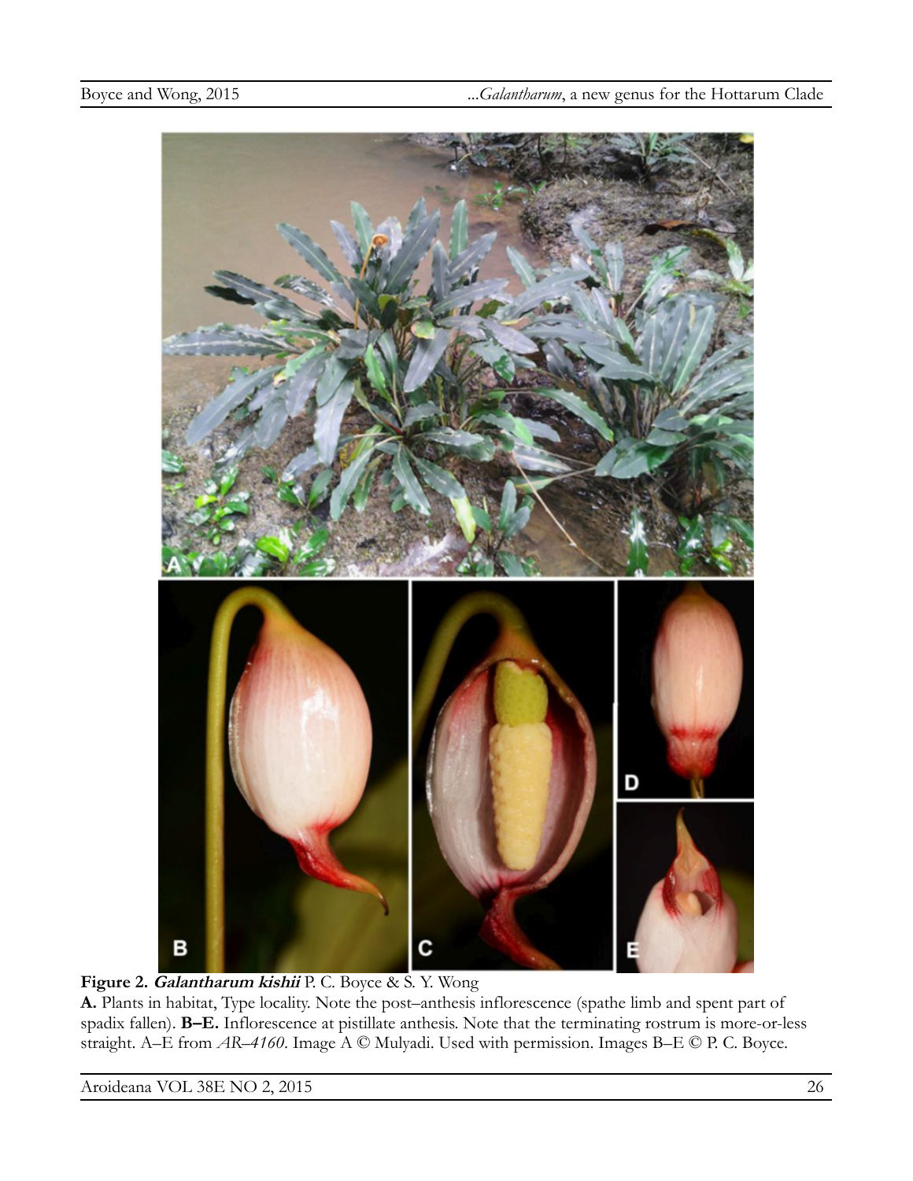**Figure 2. *Galantharum kishii*** P. C. Boyce & S. Y. Wong

**A.** Plants in habitat, Type locality. Note the post–anthesis inflorescence (spathe limb and spent part of spadix fallen). **B–E.** Inflorescence at pistillate anthesis. Note that the terminating rostrum is more-or-less straight. A–E from *AR–4160*. Image A © Mulyadi. Used with permission. Images B–E © P. C. Boyce.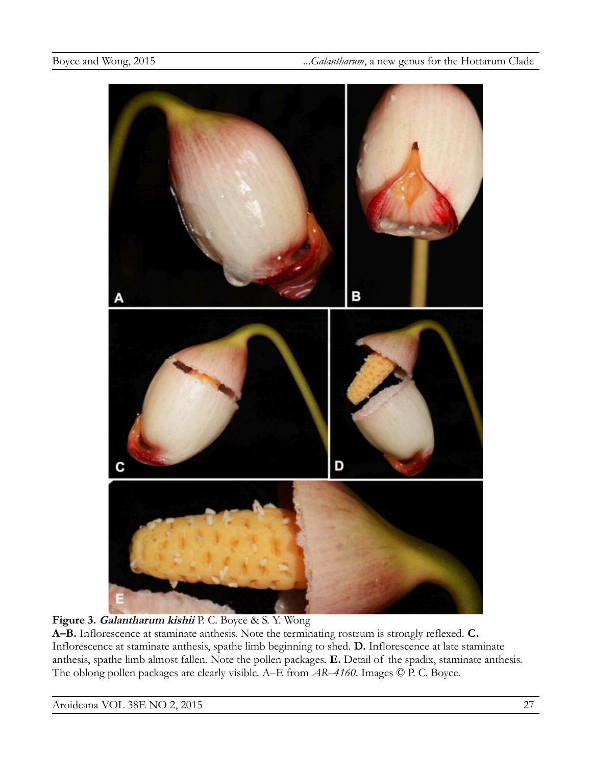**Figure 3. *Galantharum kishii*** P. C. Boyce & S. Y. Wong
**A–B.** Inflorescence at staminate anthesis. Note the terminating rostrum is strongly reflexed. **C.** Inflorescence at staminate anthesis, spathe limb beginning to shed. **D.** Inflorescence at late staminate anthesis, spathe limb almost fallen. Note the pollen packages. **E.** Detail of the spadix, staminate anthesis. The oblong pollen packages are clearly visible. A–E from *AR–4160*. Images © P. C. Boyce.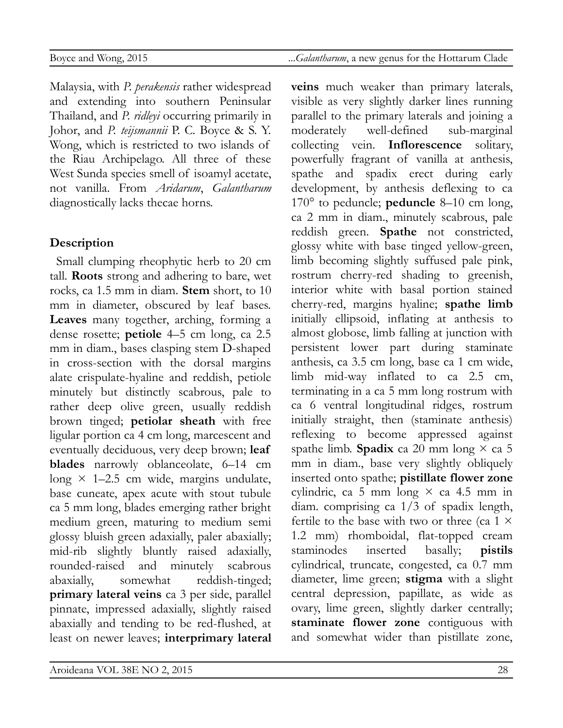Malaysia, with *P. perakensis* rather widespread and extending into southern Peninsular Thailand, and *P. ridleyi* occurring primarily in Johor, and *P. teijsmannii* P. C. Boyce & S. Y. Wong, which is restricted to two islands of the Riau Archipelago. All three of these West Sunda species smell of isoamyl acetate, not vanilla. From *Aridarum*, *Galantharum* diagnostically lacks thecae horns.

## Description

Small clumping rheophytic herb to 20 cm tall. **Roots** strong and adhering to bare, wet rocks, ca 1.5 mm in diam. **Stem** short, to 10 mm in diameter, obscured by leaf bases. **Leaves** many together, arching, forming a dense rosette; **petiole** 4–5 cm long, ca 2.5 mm in diam., bases clasping stem D-shaped in cross-section with the dorsal margins alate crispulate-hyaline and reddish, petiole minutely but distinctly scabrous, pale to rather deep olive green, usually reddish brown tinged; **petiolar sheath** with free ligular portion ca 4 cm long, marcescent and eventually deciduous, very deep brown; **leaf blades** narrowly oblanceolate, 6–14 cm long × 1–2.5 cm wide, margins undulate, base cuneate, apex acute with stout tubule ca 5 mm long, blades emerging rather bright medium green, maturing to medium semi glossy bluish green adaxially, paler abaxially; mid-rib slightly bluntly raised adaxially, rounded-raised and minutely scabrous abaxially, somewhat reddish-tinged; **primary lateral veins** ca 3 per side, parallel pinnate, impressed adaxially, slightly raised abaxially and tending to be red-flushed, at least on newer leaves; **interprimary lateral veins** much weaker than primary laterals, visible as very slightly darker lines running parallel to the primary laterals and joining a moderately well-defined sub-marginal collecting vein. **Inflorescence** solitary, powerfully fragrant of vanilla at anthesis, spathe and spadix erect during early development, by anthesis deflexing to ca 170° to peduncle; **peduncle** 8–10 cm long, ca 2 mm in diam., minutely scabrous, pale reddish green. **Spathe** not constricted, glossy white with base tinged yellow-green, limb becoming slightly suffused pale pink, rostrum cherry-red shading to greenish, interior white with basal portion stained cherry-red, margins hyaline; **spathe limb** initially ellipsoid, inflating at anthesis to almost globose, limb falling at junction with persistent lower part during staminate anthesis, ca 3.5 cm long, base ca 1 cm wide, limb mid-way inflated to ca 2.5 cm, terminating in a ca 5 mm long rostrum with ca 6 ventral longitudinal ridges, rostrum initially straight, then (staminate anthesis) reflexing to become appressed against spathe limb. **Spadix** ca 20 mm long × ca 5 mm in diam., base very slightly obliquely inserted onto spathe; **pistillate flower zone** cylindric, ca 5 mm long × ca 4.5 mm in diam. comprising ca 1/3 of spadix length, fertile to the base with two or three (ca 1 × 1.2 mm) rhomboidal, flat-topped cream staminodes inserted basally; **pistils** cylindrical, truncate, congested, ca 0.7 mm diameter, lime green; **stigma** with a slight central depression, papillate, as wide as ovary, lime green, slightly darker centrally; **staminate flower zone** contiguous with and somewhat wider than pistillate zone,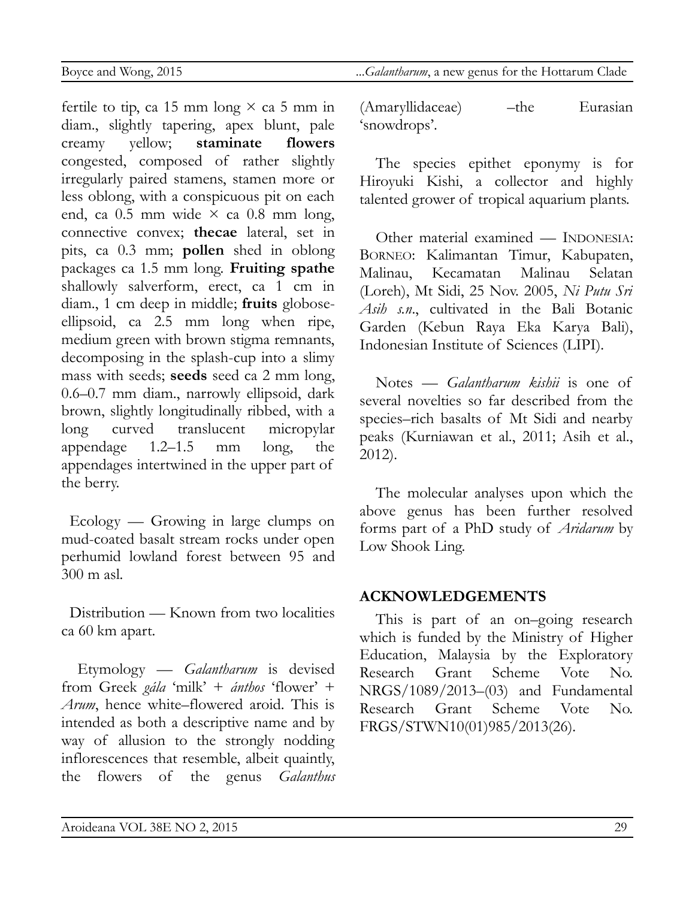fertile to tip, ca 15 mm long × ca 5 mm in diam., slightly tapering, apex blunt, pale creamy yellow; **staminate flowers** congested, composed of rather slightly irregularly paired stamens, stamen more or less oblong, with a conspicuous pit on each end, ca 0.5 mm wide × ca 0.8 mm long, connective convex; **thecae** lateral, set in pits, ca 0.3 mm; **pollen** shed in oblong packages ca 1.5 mm long. **Fruiting spathe** shallowly salverform, erect, ca 1 cm in diam., 1 cm deep in middle; **fruits** globose-ellipsoid, ca 2.5 mm long when ripe, medium green with brown stigma remnants, decomposing in the splash-cup into a slimy mass with seeds; **seeds** seed ca 2 mm long, 0.6–0.7 mm diam., narrowly ellipsoid, dark brown, slightly longitudinally ribbed, with a long curved translucent micropylar appendage 1.2–1.5 mm long, the appendages intertwined in the upper part of the berry.

Ecology — Growing in large clumps on mud-coated basalt stream rocks under open perhumid lowland forest between 95 and 300 m asl.

Distribution — Known from two localities ca 60 km apart.

Etymology — *Galantharum* is devised from Greek *gála* 'milk' + *ánthos* 'flower' + *Arum*, hence white–flowered aroid. This is intended as both a descriptive name and by way of allusion to the strongly nodding inflorescences that resemble, albeit quaintly, the flowers of the genus *Galanthus* (Amaryllidaceae) –the Eurasian 'snowdrops'.

The species epithet eponymy is for Hiroyuki Kishi, a collector and highly talented grower of tropical aquarium plants.

Other material examined — INDONESIA: BORNEO: Kalimantan Timur, Kabupaten, Malinau, Kecamatan Malinau Selatan (Loreh), Mt Sidi, 25 Nov. 2005, *Ni Putu Sri Asih s.n.*, cultivated in the Bali Botanic Garden (Kebun Raya Eka Karya Bali), Indonesian Institute of Sciences (LIPI).

Notes — *Galantharum kishii* is one of several novelties so far described from the species–rich basalts of Mt Sidi and nearby peaks (Kurniawan et al., 2011; Asih et al., 2012).

The molecular analyses upon which the above genus has been further resolved forms part of a PhD study of *Aridarum* by Low Shook Ling.

## ACKNOWLEDGEMENTS

This is part of an on–going research which is funded by the Ministry of Higher Education, Malaysia by the Exploratory Research Grant Scheme Vote No. NRGS/1089/2013–(03) and Fundamental Research Grant Scheme Vote No. FRGS/STWN10(01)985/2013(26).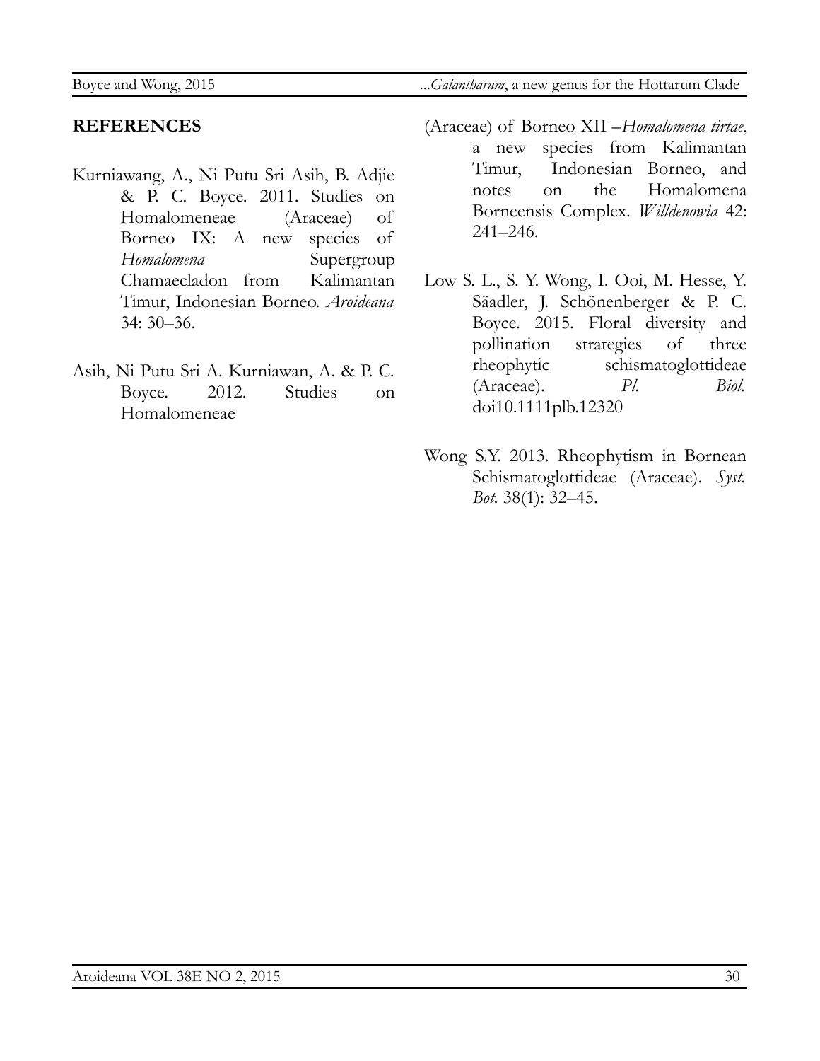## REFERENCES

Kurniawang, A., Ni Putu Sri Asih, B. Adjie & P. C. Boyce. 2011. Studies on Homalomeneae (Araceae) of Borneo IX: A new species of *Homalomena* Supergroup Chamaecladon from Kalimantan Timur, Indonesian Borneo. *Aroideana* 34: 30–36.

Asih, Ni Putu Sri A. Kurniawan, A. & P. C. Boyce. 2012. Studies on Homalomeneae (Araceae) of Borneo XII –*Homalomena tirtae*, a new species from Kalimantan Timur, Indonesian Borneo, and notes on the Homalomena Borneensis Complex. *Willdenowia* 42: 241–246.

Low S. L., S. Y. Wong, I. Ooi, M. Hesse, Y. Säadler, J. Schönenberger & P. C. Boyce. 2015. Floral diversity and pollination strategies of three rheophytic schismatoglottideae (Araceae). *Pl. Biol.* doi10.1111plb.12320

Wong S.Y. 2013. Rheophytism in Bornean Schismatoglottideae (Araceae). *Syst. Bot.* 38(1): 32–45.